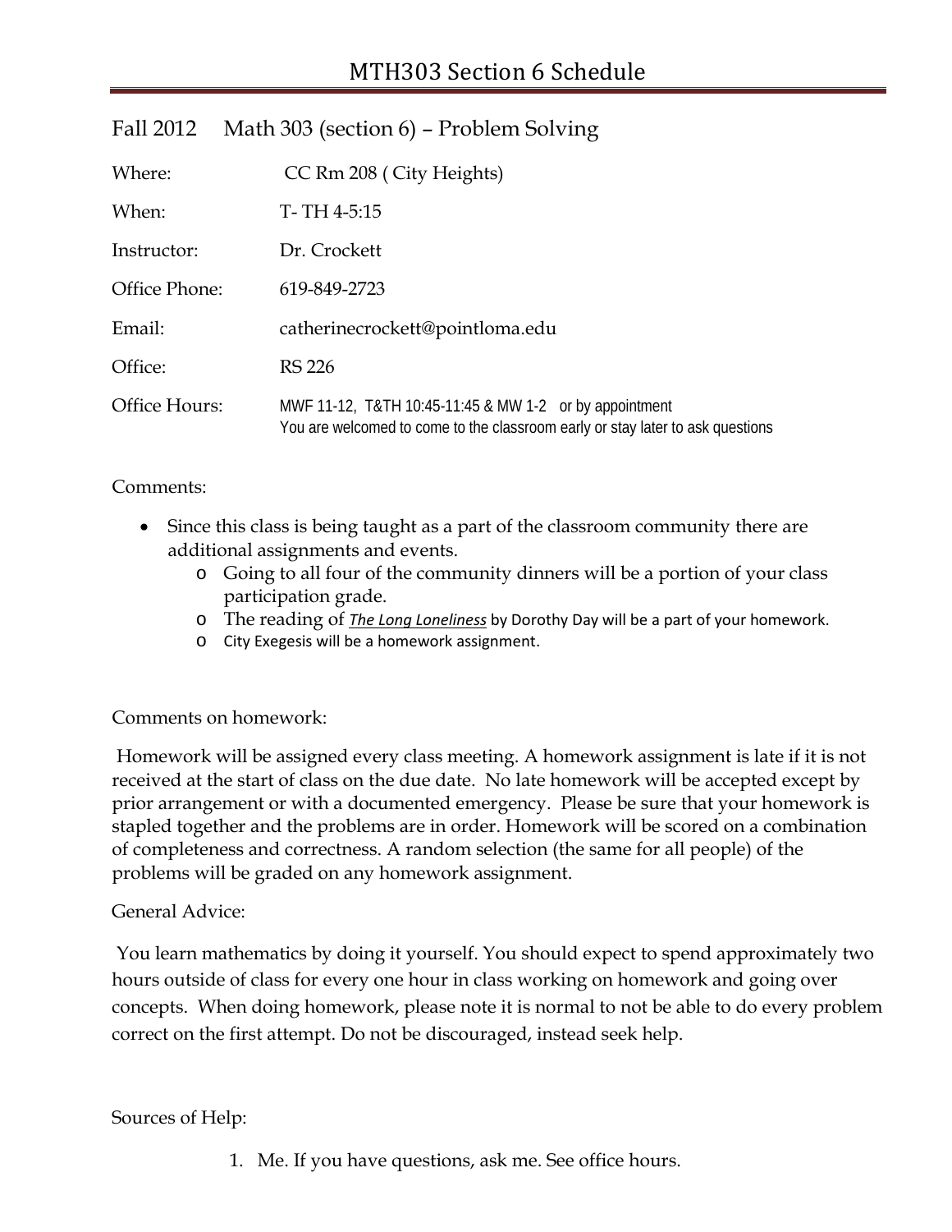# MTH303 Section 6 Schedule

## Fall 2012 Math 303 (section 6) – Problem Solving

| | |
|---|---|
| Where: | CC Rm 208 ( City Heights) |
| When: | T- TH 4-5:15 |
| Instructor: | Dr. Crockett |
| Office Phone: | 619-849-2723 |
| Email: | catherinecrockett@pointloma.edu |
| Office: | RS 226 |
| Office Hours: | MWF 11-12, T&TH 10:45-11:45 & MW 1-2 or by appointment<br>You are welcomed to come to the classroom early or stay later to ask questions |

Comments:

- Since this class is being taught as a part of the classroom community there are additional assignments and events.
  - Going to all four of the community dinners will be a portion of your class participation grade.
  - The reading of ***The Long Loneliness*** by Dorothy Day will be a part of your homework.
  - City Exegesis will be a homework assignment.

Comments on homework:

Homework will be assigned every class meeting. A homework assignment is late if it is not received at the start of class on the due date. No late homework will be accepted except by prior arrangement or with a documented emergency. Please be sure that your homework is stapled together and the problems are in order. Homework will be scored on a combination of completeness and correctness. A random selection (the same for all people) of the problems will be graded on any homework assignment.

General Advice:

You learn mathematics by doing it yourself. You should expect to spend approximately two hours outside of class for every one hour in class working on homework and going over concepts. When doing homework, please note it is normal to not be able to do every problem correct on the first attempt. Do not be discouraged, instead seek help.

Sources of Help:

1. Me. If you have questions, ask me. See office hours.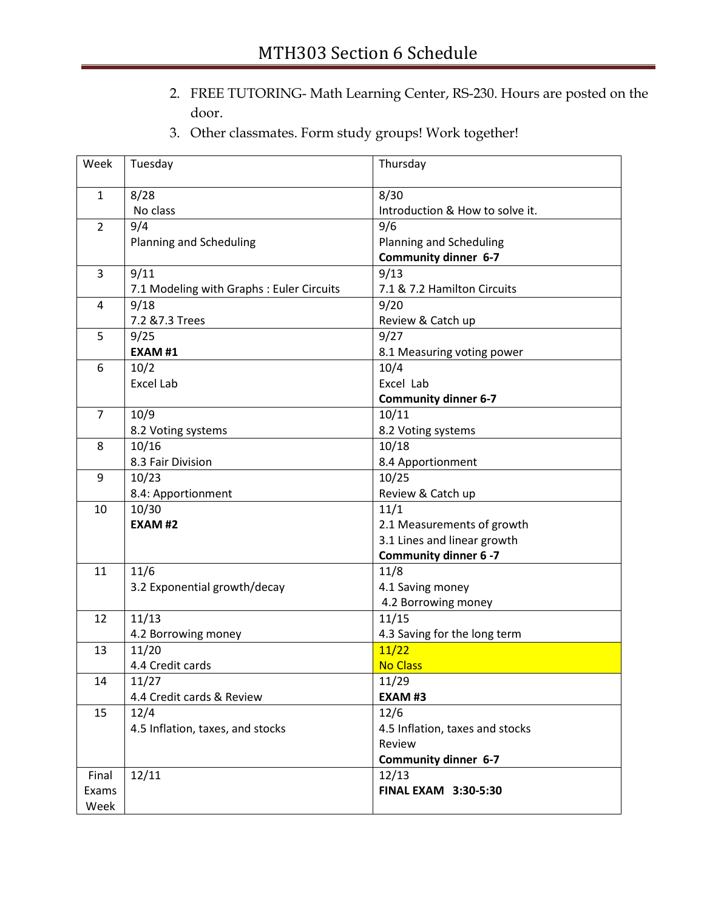# MTH303 Section 6 Schedule

2. FREE TUTORING- Math Learning Center, RS-230. Hours are posted on the door.
3. Other classmates. Form study groups! Work together!

| Week | Tuesday | Thursday |
|---|---|---|
| 1 | 8/28<br>No class | 8/30<br>Introduction & How to solve it. |
| 2 | 9/4<br>Planning and Scheduling | 9/6<br>Planning and Scheduling<br>**Community dinner 6-7** |
| 3 | 9/11<br>7.1 Modeling with Graphs : Euler Circuits | 9/13<br>7.1 & 7.2 Hamilton Circuits |
| 4 | 9/18<br>7.2 &7.3 Trees | 9/20<br>Review & Catch up |
| 5 | 9/25<br>**EXAM #1** | 9/27<br>8.1 Measuring voting power |
| 6 | 10/2<br>Excel Lab | 10/4<br>Excel Lab<br>**Community dinner 6-7** |
| 7 | 10/9<br>8.2 Voting systems | 10/11<br>8.2 Voting systems |
| 8 | 10/16<br>8.3 Fair Division | 10/18<br>8.4 Apportionment |
| 9 | 10/23<br>8.4: Apportionment | 10/25<br>Review & Catch up |
| 10 | 10/30<br>**EXAM #2** | 11/1<br>2.1 Measurements of growth<br>3.1 Lines and linear growth<br>**Community dinner 6 -7** |
| 11 | 11/6<br>3.2 Exponential growth/decay | 11/8<br>4.1 Saving money<br>4.2 Borrowing money |
| 12 | 11/13<br>4.2 Borrowing money | 11/15<br>4.3 Saving for the long term |
| 13 | 11/20<br>4.4 Credit cards | 11/22<br>No Class |
| 14 | 11/27<br>4.4 Credit cards & Review | 11/29<br>**EXAM #3** |
| 15 | 12/4<br>4.5 Inflation, taxes, and stocks | 12/6<br>4.5 Inflation, taxes and stocks<br>Review<br>**Community dinner 6-7** |
| Final Exams Week | 12/11 | 12/13<br>**FINAL EXAM 3:30-5:30** |